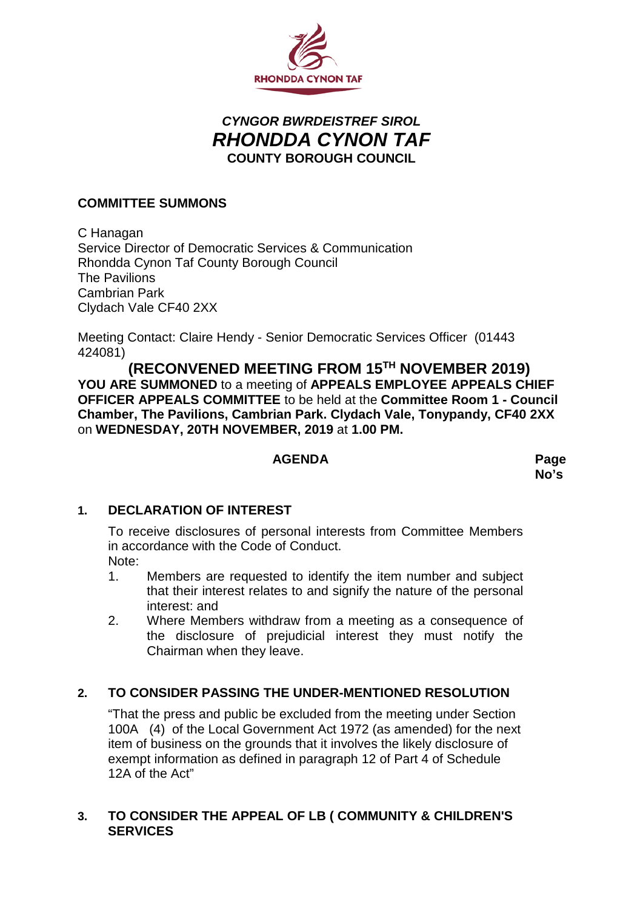RHONDDA CYNON TAF

***CYNGOR BWRDEISTREF SIROL***

# *RHONDDA CYNON TAF*

**COUNTY BOROUGH COUNCIL**

**COMMITTEE SUMMONS**

C Hanagan
Service Director of Democratic Services & Communication
Rhondda Cynon Taf County Borough Council
The Pavilions
Cambrian Park
Clydach Vale CF40 2XX

Meeting Contact: Claire Hendy - Senior Democratic Services Officer (01443 424081)

## (RECONVENED MEETING FROM 15TH NOVEMBER 2019)

**YOU ARE SUMMONED** to a meeting of **APPEALS EMPLOYEE APPEALS CHIEF OFFICER APPEALS COMMITTEE** to be held at the **Committee Room 1 - Council Chamber, The Pavilions, Cambrian Park. Clydach Vale, Tonypandy, CF40 2XX** on **WEDNESDAY, 20TH NOVEMBER, 2019** at **1.00 PM.**

**AGENDA** **Page No's**

**1. DECLARATION OF INTEREST**

To receive disclosures of personal interests from Committee Members in accordance with the Code of Conduct.

Note:

1. Members are requested to identify the item number and subject that their interest relates to and signify the nature of the personal interest: and
2. Where Members withdraw from a meeting as a consequence of the disclosure of prejudicial interest they must notify the Chairman when they leave.

**2. TO CONSIDER PASSING THE UNDER-MENTIONED RESOLUTION**

"That the press and public be excluded from the meeting under Section 100A (4) of the Local Government Act 1972 (as amended) for the next item of business on the grounds that it involves the likely disclosure of exempt information as defined in paragraph 12 of Part 4 of Schedule 12A of the Act"

**3. TO CONSIDER THE APPEAL OF LB ( COMMUNITY & CHILDREN'S SERVICES**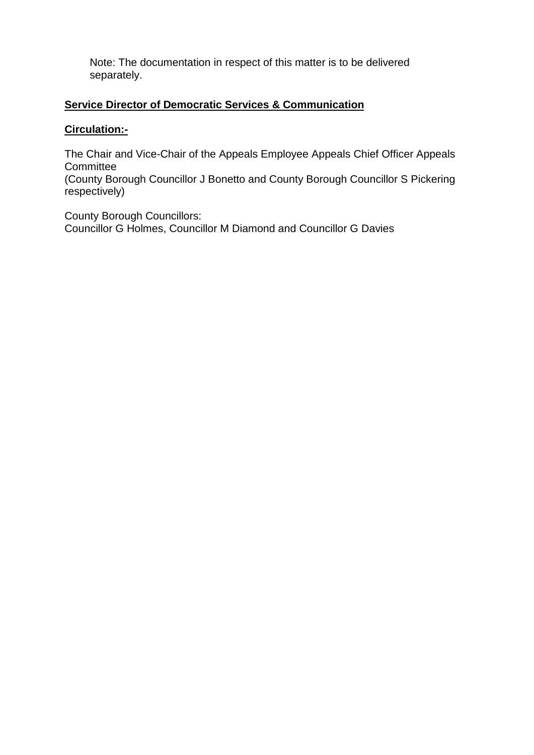Note: The documentation in respect of this matter is to be delivered separately.

**Service Director of Democratic Services & Communication**

**Circulation:-**

The Chair and Vice-Chair of the Appeals Employee Appeals Chief Officer Appeals Committee
(County Borough Councillor J Bonetto and County Borough Councillor S Pickering respectively)

County Borough Councillors:
Councillor G Holmes, Councillor M Diamond and Councillor G Davies